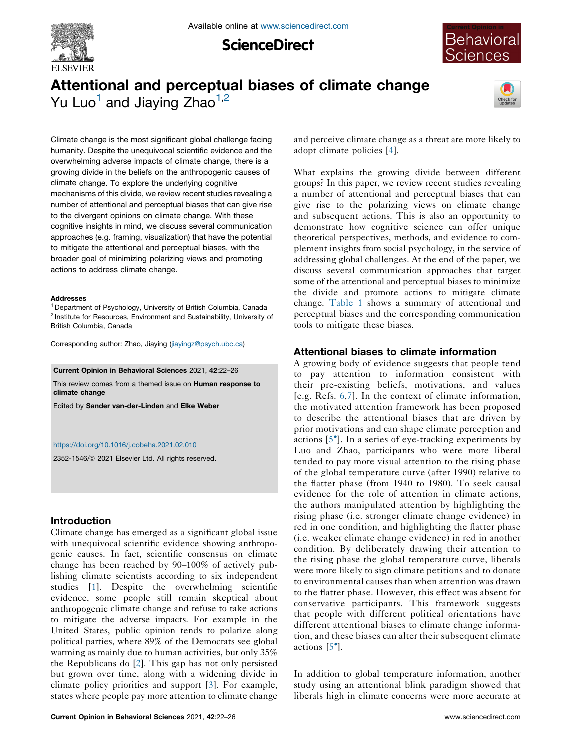# Attentional and perceptual biases of climate change

Yu Luo[1] and Jiaying Zhao[1,2]

Climate change is the most significant global challenge facing humanity. Despite the unequivocal scientific evidence and the overwhelming adverse impacts of climate change, there is a growing divide in the beliefs on the anthropogenic causes of climate change. To explore the underlying cognitive mechanisms of this divide, we review recent studies revealing a number of attentional and perceptual biases that can give rise to the divergent opinions on climate change. With these cognitive insights in mind, we discuss several communication approaches (e.g. framing, visualization) that have the potential to mitigate the attentional and perceptual biases, with the broader goal of minimizing polarizing views and promoting actions to address climate change.

**Addresses**

[1] Department of Psychology, University of British Columbia, Canada

[2] Institute for Resources, Environment and Sustainability, University of British Columbia, Canada

Corresponding author: Zhao, Jiaying (jiayingz@psych.ubc.ca)

**Current Opinion in Behavioral Sciences** 2021, **42**:22–26

This review comes from a themed issue on **Human response to climate change**

Edited by **Sander van-der-Linden** and **Elke Weber**

https://doi.org/10.1016/j.cobeha.2021.02.010

2352-1546/© 2021 Elsevier Ltd. All rights reserved.

## Introduction

Climate change has emerged as a significant global issue with unequivocal scientific evidence showing anthropogenic causes. In fact, scientific consensus on climate change has been reached by 90–100% of actively publishing climate scientists according to six independent studies [1]. Despite the overwhelming scientific evidence, some people still remain skeptical about anthropogenic climate change and refuse to take actions to mitigate the adverse impacts. For example in the United States, public opinion tends to polarize along political parties, where 89% of the Democrats see global warming as mainly due to human activities, but only 35% the Republicans do [2]. This gap has not only persisted but grown over time, along with a widening divide in climate policy priorities and support [3]. For example, states where people pay more attention to climate change and perceive climate change as a threat are more likely to adopt climate policies [4].

What explains the growing divide between different groups? In this paper, we review recent studies revealing a number of attentional and perceptual biases that can give rise to the polarizing views on climate change and subsequent actions. This is also an opportunity to demonstrate how cognitive science can offer unique theoretical perspectives, methods, and evidence to complement insights from social psychology, in the service of addressing global challenges. At the end of the paper, we discuss several communication approaches that target some of the attentional and perceptual biases to minimize the divide and promote actions to mitigate climate change. Table 1 shows a summary of attentional and perceptual biases and the corresponding communication tools to mitigate these biases.

## Attentional biases to climate information

A growing body of evidence suggests that people tend to pay attention to information consistent with their pre-existing beliefs, motivations, and values [e.g. Refs. 6,7]. In the context of climate information, the motivated attention framework has been proposed to describe the attentional biases that are driven by prior motivations and can shape climate perception and actions [5•]. In a series of eye-tracking experiments by Luo and Zhao, participants who were more liberal tended to pay more visual attention to the rising phase of the global temperature curve (after 1990) relative to the flatter phase (from 1940 to 1980). To seek causal evidence for the role of attention in climate actions, the authors manipulated attention by highlighting the rising phase (i.e. stronger climate change evidence) in red in one condition, and highlighting the flatter phase (i.e. weaker climate change evidence) in red in another condition. By deliberately drawing their attention to the rising phase the global temperature curve, liberals were more likely to sign climate petitions and to donate to environmental causes than when attention was drawn to the flatter phase. However, this effect was absent for conservative participants. This framework suggests that people with different political orientations have different attentional biases to climate change information, and these biases can alter their subsequent climate actions [5•].

In addition to global temperature information, another study using an attentional blink paradigm showed that liberals high in climate concerns were more accurate at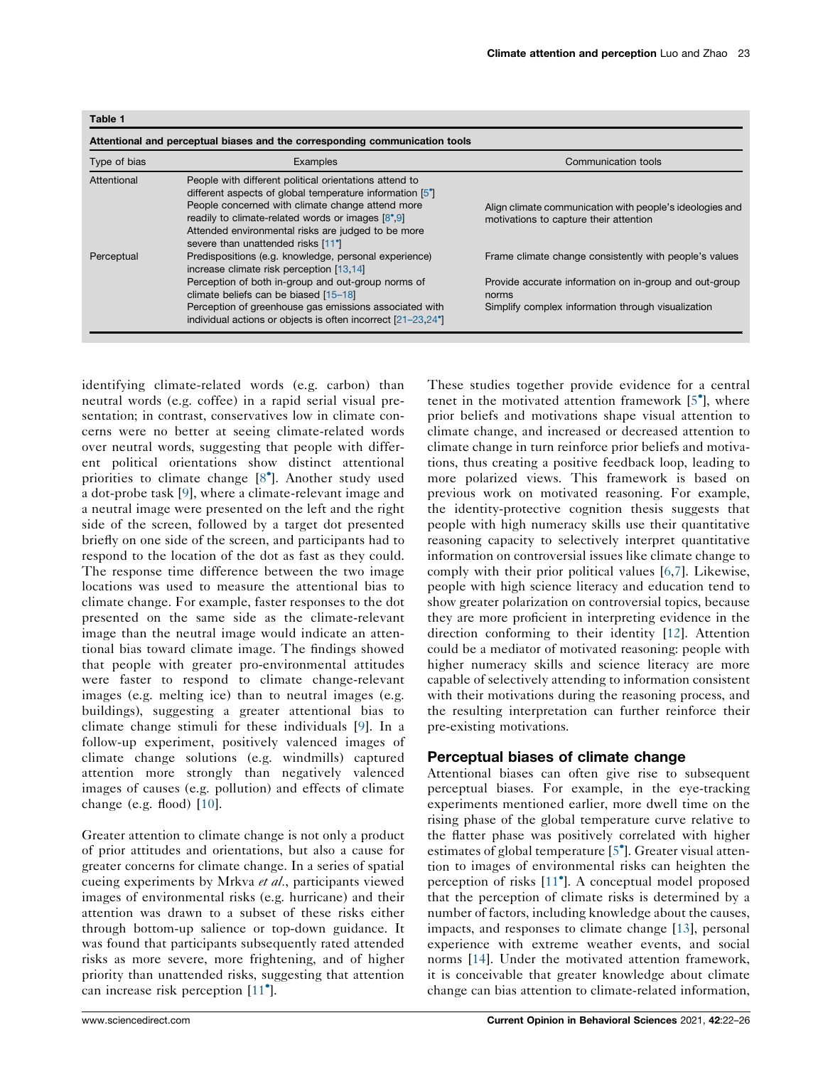**Table 1**

**Attentional and perceptual biases and the corresponding communication tools**

| Type of bias | Examples | Communication tools |
| --- | --- | --- |
| Attentional | People with different political orientations attend to different aspects of global temperature information [5•] People concerned with climate change attend more readily to climate-related words or images [8•,9] Attended environmental risks are judged to be more severe than unattended risks [11•] | Align climate communication with people's ideologies and motivations to capture their attention |
| Perceptual | Predispositions (e.g. knowledge, personal experience) increase climate risk perception [13,14] | Frame climate change consistently with people's values |
| | Perception of both in-group and out-group norms of climate beliefs can be biased [15–18] | Provide accurate information on in-group and out-group norms |
| | Perception of greenhouse gas emissions associated with individual actions or objects is often incorrect [21–23,24•] | Simplify complex information through visualization |

identifying climate-related words (e.g. carbon) than neutral words (e.g. coffee) in a rapid serial visual presentation; in contrast, conservatives low in climate concerns were no better at seeing climate-related words over neutral words, suggesting that people with different political orientations show distinct attentional priorities to climate change [8•]. Another study used a dot-probe task [9], where a climate-relevant image and a neutral image were presented on the left and the right side of the screen, followed by a target dot presented briefly on one side of the screen, and participants had to respond to the location of the dot as fast as they could. The response time difference between the two image locations was used to measure the attentional bias to climate change. For example, faster responses to the dot presented on the same side as the climate-relevant image than the neutral image would indicate an attentional bias toward climate image. The findings showed that people with greater pro-environmental attitudes were faster to respond to climate change-relevant images (e.g. melting ice) than to neutral images (e.g. buildings), suggesting a greater attentional bias to climate change stimuli for these individuals [9]. In a follow-up experiment, positively valenced images of climate change solutions (e.g. windmills) captured attention more strongly than negatively valenced images of causes (e.g. pollution) and effects of climate change (e.g. flood) [10].

Greater attention to climate change is not only a product of prior attitudes and orientations, but also a cause for greater concerns for climate change. In a series of spatial cueing experiments by Mrkva *et al.*, participants viewed images of environmental risks (e.g. hurricane) and their attention was drawn to a subset of these risks either through bottom-up salience or top-down guidance. It was found that participants subsequently rated attended risks as more severe, more frightening, and of higher priority than unattended risks, suggesting that attention can increase risk perception [11•].

These studies together provide evidence for a central tenet in the motivated attention framework [5•], where prior beliefs and motivations shape visual attention to climate change, and increased or decreased attention to climate change in turn reinforce prior beliefs and motivations, thus creating a positive feedback loop, leading to more polarized views. This framework is based on previous work on motivated reasoning. For example, the identity-protective cognition thesis suggests that people with high numeracy skills use their quantitative reasoning capacity to selectively interpret quantitative information on controversial issues like climate change to comply with their prior political values [6,7]. Likewise, people with high science literacy and education tend to show greater polarization on controversial topics, because they are more proficient in interpreting evidence in the direction conforming to their identity [12]. Attention could be a mediator of motivated reasoning: people with higher numeracy skills and science literacy are more capable of selectively attending to information consistent with their motivations during the reasoning process, and the resulting interpretation can further reinforce their pre-existing motivations.

## Perceptual biases of climate change

Attentional biases can often give rise to subsequent perceptual biases. For example, in the eye-tracking experiments mentioned earlier, more dwell time on the rising phase of the global temperature curve relative to the flatter phase was positively correlated with higher estimates of global temperature [5•]. Greater visual attention to images of environmental risks can heighten the perception of risks [11•]. A conceptual model proposed that the perception of climate risks is determined by a number of factors, including knowledge about the causes, impacts, and responses to climate change [13], personal experience with extreme weather events, and social norms [14]. Under the motivated attention framework, it is conceivable that greater knowledge about climate change can bias attention to climate-related information,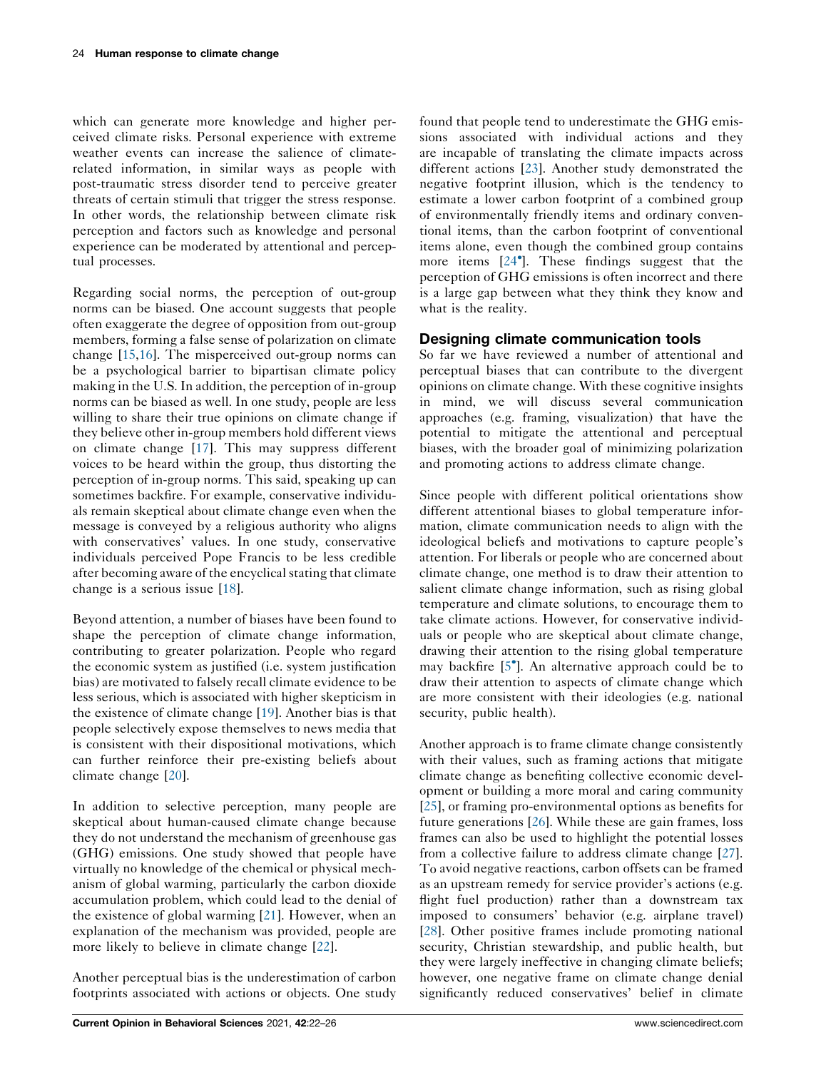which can generate more knowledge and higher perceived climate risks. Personal experience with extreme weather events can increase the salience of climate-related information, in similar ways as people with post-traumatic stress disorder tend to perceive greater threats of certain stimuli that trigger the stress response. In other words, the relationship between climate risk perception and factors such as knowledge and personal experience can be moderated by attentional and perceptual processes.

Regarding social norms, the perception of out-group norms can be biased. One account suggests that people often exaggerate the degree of opposition from out-group members, forming a false sense of polarization on climate change [15,16]. The misperceived out-group norms can be a psychological barrier to bipartisan climate policy making in the U.S. In addition, the perception of in-group norms can be biased as well. In one study, people are less willing to share their true opinions on climate change if they believe other in-group members hold different views on climate change [17]. This may suppress different voices to be heard within the group, thus distorting the perception of in-group norms. This said, speaking up can sometimes backfire. For example, conservative individuals remain skeptical about climate change even when the message is conveyed by a religious authority who aligns with conservatives' values. In one study, conservative individuals perceived Pope Francis to be less credible after becoming aware of the encyclical stating that climate change is a serious issue [18].

Beyond attention, a number of biases have been found to shape the perception of climate change information, contributing to greater polarization. People who regard the economic system as justified (i.e. system justification bias) are motivated to falsely recall climate evidence to be less serious, which is associated with higher skepticism in the existence of climate change [19]. Another bias is that people selectively expose themselves to news media that is consistent with their dispositional motivations, which can further reinforce their pre-existing beliefs about climate change [20].

In addition to selective perception, many people are skeptical about human-caused climate change because they do not understand the mechanism of greenhouse gas (GHG) emissions. One study showed that people have virtually no knowledge of the chemical or physical mechanism of global warming, particularly the carbon dioxide accumulation problem, which could lead to the denial of the existence of global warming [21]. However, when an explanation of the mechanism was provided, people are more likely to believe in climate change [22].

Another perceptual bias is the underestimation of carbon footprints associated with actions or objects. One study found that people tend to underestimate the GHG emissions associated with individual actions and they are incapable of translating the climate impacts across different actions [23]. Another study demonstrated the negative footprint illusion, which is the tendency to estimate a lower carbon footprint of a combined group of environmentally friendly items and ordinary conventional items, than the carbon footprint of conventional items alone, even though the combined group contains more items [24•]. These findings suggest that the perception of GHG emissions is often incorrect and there is a large gap between what they think they know and what is the reality.

## Designing climate communication tools

So far we have reviewed a number of attentional and perceptual biases that can contribute to the divergent opinions on climate change. With these cognitive insights in mind, we will discuss several communication approaches (e.g. framing, visualization) that have the potential to mitigate the attentional and perceptual biases, with the broader goal of minimizing polarization and promoting actions to address climate change.

Since people with different political orientations show different attentional biases to global temperature information, climate communication needs to align with the ideological beliefs and motivations to capture people's attention. For liberals or people who are concerned about climate change, one method is to draw their attention to salient climate change information, such as rising global temperature and climate solutions, to encourage them to take climate actions. However, for conservative individuals or people who are skeptical about climate change, drawing their attention to the rising global temperature may backfire [5•]. An alternative approach could be to draw their attention to aspects of climate change which are more consistent with their ideologies (e.g. national security, public health).

Another approach is to frame climate change consistently with their values, such as framing actions that mitigate climate change as benefiting collective economic development or building a more moral and caring community [25], or framing pro-environmental options as benefits for future generations [26]. While these are gain frames, loss frames can also be used to highlight the potential losses from a collective failure to address climate change [27]. To avoid negative reactions, carbon offsets can be framed as an upstream remedy for service provider's actions (e.g. flight fuel production) rather than a downstream tax imposed to consumers' behavior (e.g. airplane travel) [28]. Other positive frames include promoting national security, Christian stewardship, and public health, but they were largely ineffective in changing climate beliefs; however, one negative frame on climate change denial significantly reduced conservatives' belief in climate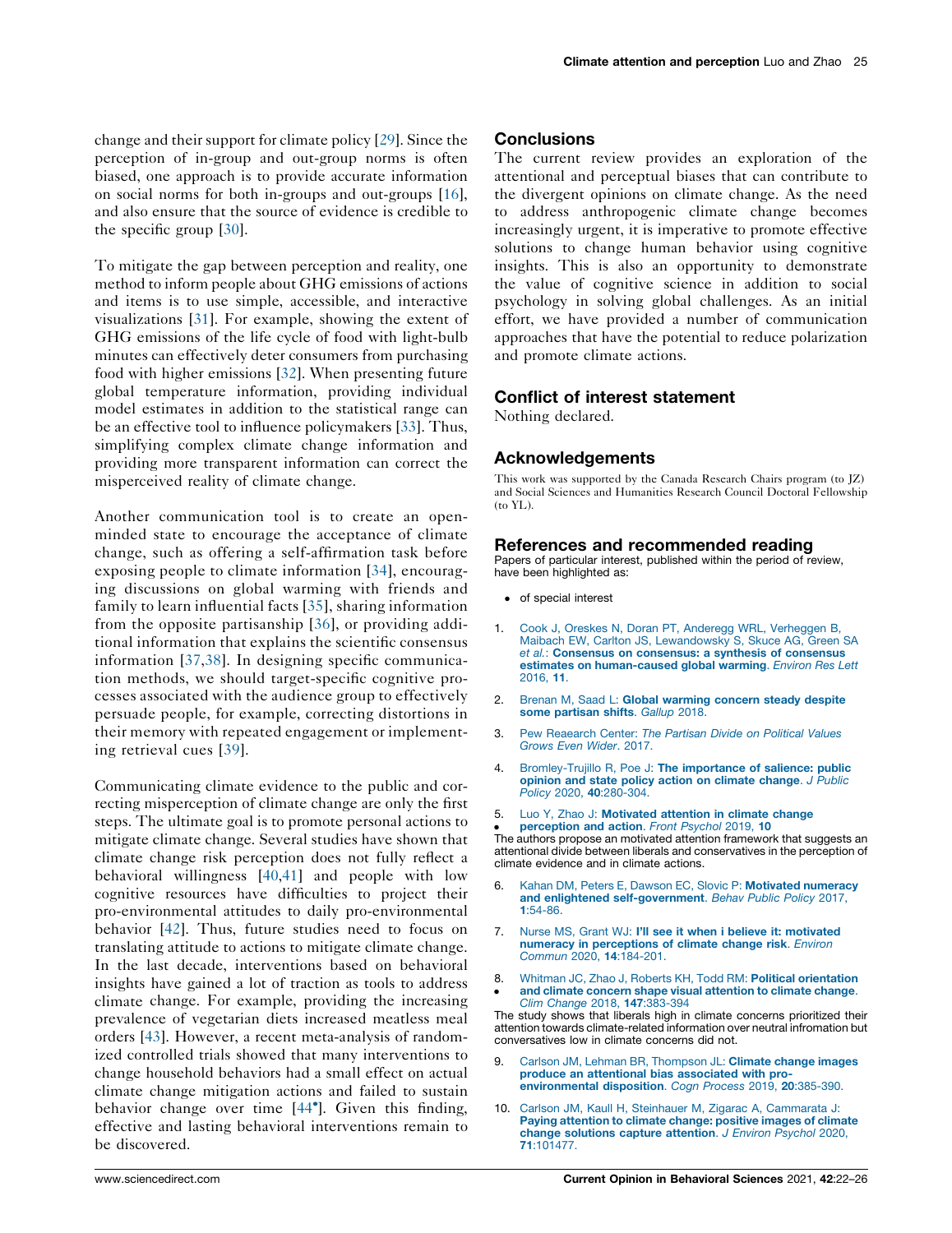change and their support for climate policy [29]. Since the perception of in-group and out-group norms is often biased, one approach is to provide accurate information on social norms for both in-groups and out-groups [16], and also ensure that the source of evidence is credible to the specific group [30].

To mitigate the gap between perception and reality, one method to inform people about GHG emissions of actions and items is to use simple, accessible, and interactive visualizations [31]. For example, showing the extent of GHG emissions of the life cycle of food with light-bulb minutes can effectively deter consumers from purchasing food with higher emissions [32]. When presenting future global temperature information, providing individual model estimates in addition to the statistical range can be an effective tool to influence policymakers [33]. Thus, simplifying complex climate change information and providing more transparent information can correct the misperceived reality of climate change.

Another communication tool is to create an open-minded state to encourage the acceptance of climate change, such as offering a self-affirmation task before exposing people to climate information [34], encouraging discussions on global warming with friends and family to learn influential facts [35], sharing information from the opposite partisanship [36], or providing additional information that explains the scientific consensus information [37,38]. In designing specific communication methods, we should target-specific cognitive processes associated with the audience group to effectively persuade people, for example, correcting distortions in their memory with repeated engagement or implementing retrieval cues [39].

Communicating climate evidence to the public and correcting misperception of climate change are only the first steps. The ultimate goal is to promote personal actions to mitigate climate change. Several studies have shown that climate change risk perception does not fully reflect a behavioral willingness [40,41] and people with low cognitive resources have difficulties to project their pro-environmental attitudes to daily pro-environmental behavior [42]. Thus, future studies need to focus on translating attitude to actions to mitigate climate change. In the last decade, interventions based on behavioral insights have gained a lot of traction as tools to address climate change. For example, providing the increasing prevalence of vegetarian diets increased meatless meal orders [43]. However, a recent meta-analysis of randomized controlled trials showed that many interventions to change household behaviors had a small effect on actual climate change mitigation actions and failed to sustain behavior change over time [44•]. Given this finding, effective and lasting behavioral interventions remain to be discovered.

## Conclusions

The current review provides an exploration of the attentional and perceptual biases that can contribute to the divergent opinions on climate change. As the need to address anthropogenic climate change becomes increasingly urgent, it is imperative to promote effective solutions to change human behavior using cognitive insights. This is also an opportunity to demonstrate the value of cognitive science in addition to social psychology in solving global challenges. As an initial effort, we have provided a number of communication approaches that have the potential to reduce polarization and promote climate actions.

## Conflict of interest statement

Nothing declared.

## Acknowledgements

This work was supported by the Canada Research Chairs program (to JZ) and Social Sciences and Humanities Research Council Doctoral Fellowship (to YL).

## References and recommended reading

Papers of particular interest, published within the period of review, have been highlighted as:

- • of special interest

1. Cook J, Oreskes N, Doran PT, Anderegg WRL, Verheggen B, Maibach EW, Carlton JS, Lewandowsky S, Skuce AG, Green SA *et al.*: **Consensus on consensus: a synthesis of consensus estimates on human-caused global warming**. *Environ Res Lett* 2016, **11**.

2. Brenan M, Saad L: **Global warming concern steady despite some partisan shifts**. *Gallup* 2018.

3. Pew Reaearch Center: *The Partisan Divide on Political Values Grows Even Wider*. 2017.

4. Bromley-Trujillo R, Poe J: **The importance of salience: public opinion and state policy action on climate change**. *J Public Policy* 2020, **40**:280-304.

5. • Luo Y, Zhao J: **Motivated attention in climate change perception and action**. *Front Psychol* 2019, **10**

   The authors propose an motivated attention framework that suggests an attentional divide between liberals and conservatives in the perception of climate evidence and in climate actions.

6. Kahan DM, Peters E, Dawson EC, Slovic P: **Motivated numeracy and enlightened self-government**. *Behav Public Policy* 2017, **1**:54-86.

7. Nurse MS, Grant WJ: **I'll see it when i believe it: motivated numeracy in perceptions of climate change risk**. *Environ Commun* 2020, **14**:184-201.

8. • Whitman JC, Zhao J, Roberts KH, Todd RM: **Political orientation and climate concern shape visual attention to climate change**. *Clim Change* 2018, **147**:383-394

   The study shows that liberals high in climate concerns prioritized their attention towards climate-related information over neutral infromation but conservatives low in climate concerns did not.

9. Carlson JM, Lehman BR, Thompson JL: **Climate change images produce an attentional bias associated with pro-environmental disposition**. *Cogn Process* 2019, **20**:385-390.

10. Carlson JM, Kaull H, Steinhauer M, Zigarac A, Cammarata J: **Paying attention to climate change: positive images of climate change solutions capture attention**. *J Environ Psychol* 2020, **71**:101477.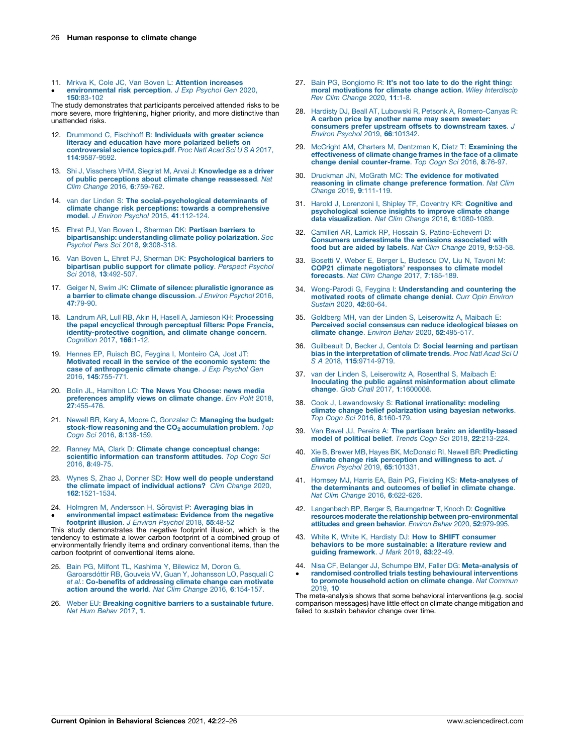11. • Mrkva K, Cole JC, Van Boven L: **Attention increases environmental risk perception**. *J Exp Psychol Gen* 2020, **150**:83-102

The study demonstrates that participants perceived attended risks to be more severe, more frightening, higher priority, and more distinctive than unattended risks.

12. Drummond C, Fischhoff B: **Individuals with greater science literacy and education have more polarized beliefs on controversial science topics.pdf**. *Proc Natl Acad Sci U S A* 2017, **114**:9587-9592.

13. Shi J, Visschers VHM, Siegrist M, Arvai J: **Knowledge as a driver of public perceptions about climate change reassessed**. *Nat Clim Change* 2016, **6**:759-762.

14. van der Linden S: **The social-psychological determinants of climate change risk perceptions: towards a comprehensive model**. *J Environ Psychol* 2015, **41**:112-124.

15. Ehret PJ, Van Boven L, Sherman DK: **Partisan barriers to bipartisanship: understanding climate policy polarization**. *Soc Psychol Pers Sci* 2018, **9**:308-318.

16. Van Boven L, Ehret PJ, Sherman DK: **Psychological barriers to bipartisan public support for climate policy**. *Perspect Psychol Sci* 2018, **13**:492-507.

17. Geiger N, Swim JK: **Climate of silence: pluralistic ignorance as a barrier to climate change discussion**. *J Environ Psychol* 2016, **47**:79-90.

18. Landrum AR, Lull RB, Akin H, Hasell A, Jamieson KH: **Processing the papal encyclical through perceptual filters: Pope Francis, identity-protective cognition, and climate change concern**. *Cognition* 2017, **166**:1-12.

19. Hennes EP, Ruisch BC, Feygina I, Monteiro CA, Jost JT: **Motivated recall in the service of the economic system: the case of anthropogenic climate change**. *J Exp Psychol Gen* 2016, **145**:755-771.

20. Bolin JL, Hamilton LC: **The News You Choose: news media preferences amplify views on climate change**. *Env Polit* 2018, **27**:455-476.

21. Newell BR, Kary A, Moore C, Gonzalez C: **Managing the budget: stock-flow reasoning and the $CO_2$ accumulation problem**. *Top Cogn Sci* 2016, **8**:138-159.

22. Ranney MA, Clark D: **Climate change conceptual change: scientific information can transform attitudes**. *Top Cogn Sci* 2016, **8**:49-75.

23. Wynes S, Zhao J, Donner SD: **How well do people understand the climate impact of individual actions?** *Clim Change* 2020, **162**:1521-1534.

24. • Holmgren M, Andersson H, Sörqvist P: **Averaging bias in environmental impact estimates: Evidence from the negative footprint illusion**. *J Environ Psychol* 2018, **55**:48-52

This study demonstrates the negative footprint illusion, which is the tendency to estimate a lower carbon footprint of a combined group of environmentally friendly items and ordinary conventional items, than the carbon footprint of conventional items alone.

25. Bain PG, Milfont TL, Kashima Y, Bilewicz M, Doron G, Garoarsdóttir RB, Gouveia VV, Guan Y, Johansson LO, Pasquali C *et al.*: **Co-benefits of addressing climate change can motivate action around the world**. *Nat Clim Change* 2016, **6**:154-157.

26. Weber EU: **Breaking cognitive barriers to a sustainable future**. *Nat Hum Behav* 2017, **1**.

27. Bain PG, Bongiorno R: **It's not too late to do the right thing: moral motivations for climate change action**. *Wiley Interdiscip Rev Clim Change* 2020, **11**:1-8.

28. Hardisty DJ, Beall AT, Lubowski R, Petsonk A, Romero-Canyas R: **A carbon price by another name may seem sweeter: consumers prefer upstream offsets to downstream taxes**. *J Environ Psychol* 2019, **66**:101342.

29. McCright AM, Charters M, Dentzman K, Dietz T: **Examining the effectiveness of climate change frames in the face of a climate change denial counter-frame**. *Top Cogn Sci* 2016, **8**:76-97.

30. Druckman JN, McGrath MC: **The evidence for motivated reasoning in climate change preference formation**. *Nat Clim Change* 2019, **9**:111-119.

31. Harold J, Lorenzoni I, Shipley TF, Coventry KR: **Cognitive and psychological science insights to improve climate change data visualization**. *Nat Clim Change* 2016, **6**:1080-1089.

32. Camilleri AR, Larrick RP, Hossain S, Patino-Echeverri D: **Consumers underestimate the emissions associated with food but are aided by labels**. *Nat Clim Change* 2019, **9**:53-58.

33. Bosetti V, Weber E, Berger L, Budescu DV, Liu N, Tavoni M: **COP21 climate negotiators' responses to climate model forecasts**. *Nat Clim Change* 2017, **7**:185-189.

34. Wong-Parodi G, Feygina I: **Understanding and countering the motivated roots of climate change denial**. *Curr Opin Environ Sustain* 2020, **42**:60-64.

35. Goldberg MH, van der Linden S, Leiserowitz A, Maibach E: **Perceived social consensus can reduce ideological biases on climate change**. *Environ Behav* 2020, **52**:495-517.

36. Guilbeault D, Becker J, Centola D: **Social learning and partisan bias in the interpretation of climate trends**. *Proc Natl Acad Sci U S A* 2018, **115**:9714-9719.

37. van der Linden S, Leiserowitz A, Rosenthal S, Maibach E: **Inoculating the public against misinformation about climate change**. *Glob Chall* 2017, **1**:1600008.

38. Cook J, Lewandowsky S: **Rational irrationality: modeling climate change belief polarization using bayesian networks**. *Top Cogn Sci* 2016, **8**:160-179.

39. Van Bavel JJ, Pereira A: **The partisan brain: an identity-based model of political belief**. *Trends Cogn Sci* 2018, **22**:213-224.

40. Xie B, Brewer MB, Hayes BK, McDonald RI, Newell BR: **Predicting climate change risk perception and willingness to act**. *J Environ Psychol* 2019, **65**:101331.

41. Hornsey MJ, Harris EA, Bain PG, Fielding KS: **Meta-analyses of the determinants and outcomes of belief in climate change**. *Nat Clim Change* 2016, **6**:622-626.

42. Langenbach BP, Berger S, Baumgartner T, Knoch D: **Cognitive resources moderate the relationship between pro-environmental attitudes and green behavior**. *Environ Behav* 2020, **52**:979-995.

43. White K, White K, Hardisty DJ: **How to SHIFT consumer behaviors to be more sustainable: a literature review and guiding framework**. *J Mark* 2019, **83**:22-49.

44. • Nisa CF, Belanger JJ, Schumpe BM, Faller DG: **Meta-analysis of randomised controlled trials testing behavioural interventions to promote household action on climate change**. *Nat Commun* 2019, **10**

The meta-analysis shows that some behavioral interventions (e.g. social comparison messages) have little effect on climate change mitigation and failed to sustain behavior change over time.